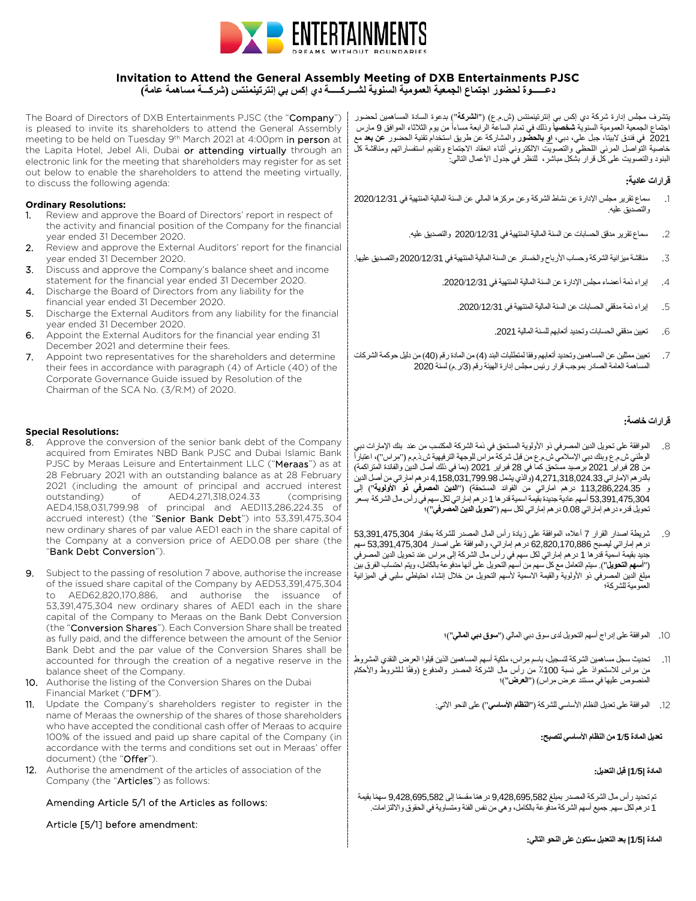# Invitation to Attend the General Assembly Meeting of DXB Entertainments PJSC

## دعـــــوة لحضور اجتماع الجمعية العمومية السنوية لشــركـــــة دي إكس بي إنترتينمنتس (شركـــة مساهمة عامة)

The Board of Directors of DXB Entertainments PJSC (the "**Company**") is pleased to invite its shareholders to attend the General Assembly meeting to be held on Tuesday 9th March 2021 at 4:00pm in person at the Lapita Hotel, Jebel Ali, Dubai or attending virtually through an electronic link for the meeting that shareholders may register for as set out below to enable the shareholders to attend the meeting virtually, to discuss the following agenda:

### Ordinary Resolutions:

1. Review and approve the Board of Directors' report in respect of the activity and financial position of the Company for the financial year ended 31 December 2020.
2. Review and approve the External Auditors' report for the financial year ended 31 December 2020.
3. Discuss and approve the Company's balance sheet and income statement for the financial year ended 31 December 2020.
4. Discharge the Board of Directors from any liability for the financial year ended 31 December 2020.
5. Discharge the External Auditors from any liability for the financial year ended 31 December 2020.
6. Appoint the External Auditors for the financial year ending 31 December 2021 and determine their fees.
7. Appoint two representatives for the shareholders and determine their fees in accordance with paragraph (4) of Article (40) of the Corporate Governance Guide issued by Resolution of the Chairman of the SCA No. (3/R.M) of 2020.

### Special Resolutions:

8. Approve the conversion of the senior bank debt of the Company acquired from Emirates NBD Bank PJSC and Dubai Islamic Bank PJSC by Meraas Leisure and Entertainment LLC ("**Meraas**") as at 28 February 2021 with an outstanding balance as at 28 February 2021 (including the amount of principal and accrued interest outstanding) of AED4,271,318,024.33 (comprising AED4,158,031,799.98 of principal and AED113,286,224.35 of accrued interest) (the "**Senior Bank Debt**") into 53,391,475,304 new ordinary shares of par value AED1 each in the share capital of the Company at a conversion price of AED0.08 per share (the "**Bank Debt Conversion**").
9. Subject to the passing of resolution 7 above, authorise the increase of the issued share capital of the Company by AED53,391,475,304 to AED62,820,170,886, and authorise the issuance of 53,391,475,304 new ordinary shares of AED1 each in the share capital of the Company to Meraas on the Bank Debt Conversion (the "**Conversion Shares**"). Each Conversion Share shall be treated as fully paid, and the difference between the amount of the Senior Bank Debt and the par value of the Conversion Shares shall be accounted for through the creation of a negative reserve in the balance sheet of the Company.
10. Authorise the listing of the Conversion Shares on the Dubai Financial Market ("**DFM**").
11. Update the Company's shareholders register to register in the name of Meraas the ownership of the shares of those shareholders who have accepted the conditional cash offer of Meraas to acquire 100% of the issued and paid up share capital of the Company (in accordance with the terms and conditions set out in Meraas' offer document) (the "**Offer**").
12. Authorise the amendment of the articles of association of the Company (the "**Articles**") as follows:

Amending Article 5/1 of the Articles as follows:

Article [5/1] before amendment:

---

يتشرف مجلس إدارة شركة دي إكس بي إنترتينمنتس (ش.م.ع) ("**الشركة**") بدعوة السادة المساهمين لحضور اجتماع الجمعية العمومية السنوية **شخصياً** وذلك في تمام الساعة الرابعة مساءاً من يوم الثلاثاء الموافق 9 مارس 2021 في فندق لابيتا، جبل علي، دبي، **او بالحضور** والمشاركة عن طريق استخدام تقنية الحضور **عن بعد** مع خاصية التواصل المرئي اللحظي والتصويت الالكتروني أثناء انعقاد الاجتماع وتقديم استفساراتهم ومناقشة كل البنود والتصويت على كل قرار بشكل مباشر، للنظر في جدول الأعمال التالي:

### قرارات عادية:

1. سماع تقرير مجلس الإدارة عن نشاط الشركة وعن مركزها المالي عن السنة المالية المنتهية في 2020/12/31 والتصديق عليه.
2. سماع تقرير مدقق الحسابات عن السنة المالية المنتهية في 2020/12/31 والتصديق عليه.
3. مناقشة ميزانية الشركة وحساب الأرباح والخسائر عن السنة المالية المنتهية في 2020/12/31 والتصديق عليها.
4. إبراء ذمة أعضاء مجلس الإدارة عن السنة المالية المنتهية في 2020/12/31.
5. إبراء ذمة مدققي الحسابات عن السنة المالية المنتهية في 2020/12/31.
6. تعيين مدققي الحسابات وتحديد أتعابهم للسنة المالية 2021.
7. تعيين ممثلين عن المساهمين وتحديد أتعابهم وفقا لمتطلبات البند (4) من المادة رقم (40) من دليل حوكمة الشركات المساهمة العامة الصادر بموجب قرار رئيس مجلس إدارة الهيئة رقم (3/ر.م) لسنة 2020

### قرارات خاصة:

8. الموافقة على تحويل الدين المصرفي ذو الأولوية المستحق في ذمة الشركة المكتسب من عند بنك الإمارات دبي الوطني ش.م.ع وبنك دبي الإسلامي ش.م.ع من قبل شركة مراس للوجهة الترفيهية ش.ذ.م.م ("مراس")، اعتباراً من 28 فبراير 2021 برصيد مستحق كما في 28 فبراير 2021 (بما في ذلك أصل الدين والفائدة المتراكمة) بالدرهم الإماراتي 4,271,318,024.33 (والذي يشمل 4,158,031,799.98 درهم اماراتي من أصل الدين و 113,286,224.35 درهم اماراتي من الفوائد المستحقة) ("**الدين المصرفي ذو الأولوية**") إلى 53,391,475,304 أسهم عادية جديدة بقيمة اسمية قدرها 1 درهم إماراتي لكل سهم في رأس مال الشركة بسعر تحويل قدره درهم إماراتي 0.08 درهم إماراتي لكل سهم ("**تحويل الدين المصرفي**")؛
9. شريطة اصدار القرار 7 أعلاه، الموافقة على زيادة رأس المال المصدر للشركة بمقدار 53,391,475,304 درهم إماراتي ليصبح 62,820,170,886 درهم إماراتي، والموافقة على اصدار 53,391,475,304 سهم جديد بقيمة اسمية قدرها 1 درهم إماراتي لكل سهم في رأس مال الشركة إلى مراس عند تحويل الدين المصرفي ("**أسهم التحويل**"). سيتم التعامل مع كل سهم من أسهم التحويل على أنها مدفوعة بالكامل، ويتم احتساب الفرق بين مبلغ الدين المصرفي ذو الأولوية والقيمة الاسمية لأسهم التحويل من خلال إنشاء احتياطي سلبي في الميزانية العمومية للشركة؛
10. الموافقة على إدراج أسهم التحويل لدى سوق دبي المالي ("**سوق دبي المالي**")؛
11. تحديث سجل مساهمين الشركة لتسجيل، باسم مراس، ملكية أسهم المساهمين الذين قبلوا العرض النقدي المشروط من مراس للاستحواذ على نسبة 100٪ من رأس مال الشركة المصدر والمدفوع (وفقًا للشروط والأحكام المنصوص عليها في مستند عرض مراس) ("**العرض**")؛
12. الموافقة على تعديل النظام الأساسي للشركة ("**النظام الأساسي**") على النحو الآتي:

**تعديل المادة 5/1 من النظام الأساسي لتصبح:**

**المادة [5/1] قبل التعديل:**

تم تحديد رأس مال الشركة المصدر بمبلغ 9,428,695,582 درهمًا مقسمًا إلى 9,428,695,582 سهمًا بقيمة 1 درهم لكل سهم. جميع أسهم الشركة مدفوعة بالكامل، وهي من نفس الفئة ومتساوية في الحقوق والالتزامات.

**المادة [5/1] بعد التعديل ستكون على النحو التالي:**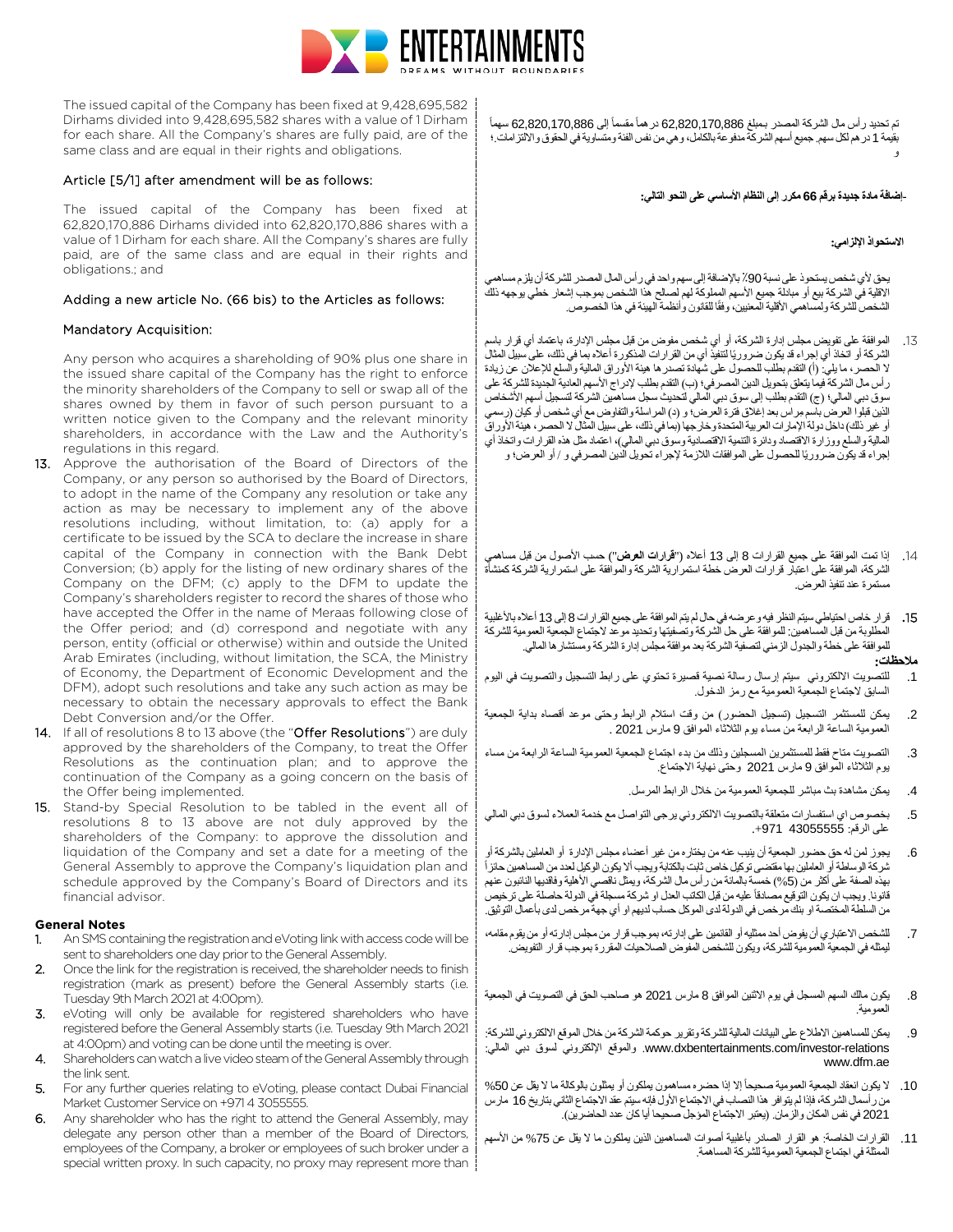The issued capital of the Company has been fixed at 9,428,695,582 Dirhams divided into 9,428,695,582 shares with a value of 1 Dirham for each share. All the Company's shares are fully paid, are of the same class and are equal in their rights and obligations.

Article [5/1] after amendment will be as follows:

The issued capital of the Company has been fixed at 62,820,170,886 Dirhams divided into 62,820,170,886 shares with a value of 1 Dirham for each share. All the Company's shares are fully paid, are of the same class and are equal in their rights and obligations.; and

Adding a new article No. (66 bis) to the Articles as follows:

Mandatory Acquisition:

Any person who acquires a shareholding of 90% plus one share in the issued share capital of the Company has the right to enforce the minority shareholders of the Company to sell or swap all of the shares owned by them in favor of such person pursuant to a written notice given to the Company and the relevant minority shareholders, in accordance with the Law and the Authority's regulations in this regard.

13. Approve the authorisation of the Board of Directors of the Company, or any person so authorised by the Board of Directors, to adopt in the name of the Company any resolution or take any action as may be necessary to implement any of the above resolutions including, without limitation, to: (a) apply for a certificate to be issued by the SCA to declare the increase in share capital of the Company in connection with the Bank Debt Conversion; (b) apply for the listing of new ordinary shares of the Company on the DFM; (c) apply to the DFM to update the Company's shareholders register to record the shares of those who have accepted the Offer in the name of Meraas following close of the Offer period; and (d) correspond and negotiate with any person, entity (official or otherwise) within and outside the United Arab Emirates (including, without limitation, the SCA, the Ministry of Economy, the Department of Economic Development and the DFM), adopt such resolutions and take any such action as may be necessary to obtain the necessary approvals to effect the Bank Debt Conversion and/or the Offer.
14. If all of resolutions 8 to 13 above (the "**Offer Resolutions**") are duly approved by the shareholders of the Company, to treat the Offer Resolutions as the continuation plan; and to approve the continuation of the Company as a going concern on the basis of the Offer being implemented.
15. Stand-by Special Resolution to be tabled in the event all of resolutions 8 to 13 above are not duly approved by the shareholders of the Company: to approve the dissolution and liquidation of the Company and set a date for a meeting of the General Assembly to approve the Company's liquidation plan and schedule approved by the Company's Board of Directors and its financial advisor.

**General Notes**

1. An SMS containing the registration and eVoting link with access code will be sent to shareholders one day prior to the General Assembly.
2. Once the link for the registration is received, the shareholder needs to finish registration (mark as present) before the General Assembly starts (i.e. Tuesday 9th March 2021 at 4:00pm).
3. eVoting will only be available for registered shareholders who have registered before the General Assembly starts (i.e. Tuesday 9th March 2021 at 4:00pm) and voting can be done until the meeting is over.
4. Shareholders can watch a live video steam of the General Assembly through the link sent.
5. For any further queries relating to eVoting, please contact Dubai Financial Market Customer Service on +971 4 3055555.
6. Any shareholder who has the right to attend the General Assembly, may delegate any person other than a member of the Board of Directors, employees of the Company, a broker or employees of such broker under a special written proxy. In such capacity, no proxy may represent more than

تم تحديد رأس مال الشركة المصدر بمبلغ 62,820,170,886 درهماً مقسماً إلى 62,820,170,886 سهماً بقيمة 1 درهم لكل سهم. جميع أسهم الشركة مدفوعة بالكامل، وهي من نفس الفئة ومتساوية في الحقوق والالتزامات.؛ و

**-إضافة مادة جديدة برقم 66 مكرر إلى النظام الأساسي على النحو التالي:**

**الاستحواذ الإلزامي:**

يحق لأي شخص يستحوذ على نسبة 90٪ بالإضافة إلى سهم واحد في رأس المال المصدر للشركة أن يلزم مساهمي الاقلية في الشركة ببيع أو مبادلة جميع الأسهم المملوكة لهم لصالح هذا الشخص بموجب إشعار خطي يوجهه ذلك الشخص للشركة ولمساهمي الأقلية المعنيين، وفقًا للقانون وأنظمة الهيئة في هذا الخصوص.

13. الموافقة على تفويض مجلس إدارة الشركة، أو أي شخص مفوض من قبل مجلس الإدارة، باعتماد أي قرار باسم الشركة أو اتخاذ أي إجراء قد يكون ضروريًا لتنفيذ أي من القرارات المذكورة أعلاه بما في ذلك، على سبيل المثال لا الحصر، ما يلي: (أ) التقدم بطلب للحصول على شهادة تصدرها هيئة الأوراق المالية والسلع للإعلان عن زيادة رأس مال الشركة فيما يتعلق بتحويل الدين المصرفي؛ (ب) التقدم بطلب لإدراج الأسهم العادية الجديدة للشركة على سوق دبي المالي؛ (ج) التقدم بطلب إلى سوق دبي المالي لتحديث سجل مساهمين الشركة لتسجيل أسهم الأشخاص الذين قبلوا العرض باسم مراس بعد إغلاق فترة العرض؛ و (د) المراسلة والتفاوض مع أي شخص أو كيان (رسمي أو غير ذلك) داخل دولة الإمارات العربية المتحدة وخارجها (بما في ذلك، على سبيل المثال لا الحصر، هيئة الأوراق المالية والسلع ووزارة الاقتصاد ودائرة التنمية الاقتصادية وسوق دبي المالي)، اعتماد مثل هذه القرارات واتخاذ أي إجراء قد يكون ضروريًا للحصول على الموافقات اللازمة لإجراء تحويل الدين المصرفي و / أو العرض؛ و

14. إذا تمت الموافقة على جميع القرارات 8 إلى 13 أعلاه ("**قرارات العرض**") حسب الأصول من قبل مساهمي الشركة، الموافقة على اعتبار قرارات العرض خطة استمرارية الشركة والموافقة على استمرارية الشركة كمنشأة مستمرة عند تنفيذ العرض.

15. قرار خاص احتياطي سيتم النظر فيه وعرضه في حال لم يتم الموافقة على جميع القرارات 8 إلى 13 أعلاه بالأغلبية المطلوبة من قبل المساهمين: للموافقة على حل الشركة وتصفيتها وتحديد موعد لاجتماع الجمعية العمومية للشركة للموافقة على خطة والجدول الزمني لتصفية الشركة بعد موافقة مجلس إدارة الشركة ومستشارها المالي.

**ملاحظات:**

1. للتصويت الالكتروني سيتم إرسال رسالة نصية قصيرة تحتوي على رابط التسجيل والتصويت في اليوم السابق لاجتماع الجمعية العمومية مع رمز الدخول.
2. يمكن للمستثمر التسجيل (تسجيل الحضور) من وقت استلام الرابط وحتى موعد أقصاه بداية الجمعية العمومية الساعة الرابعة من مساء يوم الثلاثاء الموافق 9 مارس 2021 .
3. التصويت متاح فقط للمستثمرين المسجلين وذلك من بدء اجتماع الجمعية العمومية الساعة الرابعة من مساء يوم الثلاثاء الموافق 9 مارس 2021 وحتى نهاية الاجتماع.
4. يمكن مشاهدة بث مباشر للجمعية العمومية من خلال الرابط المرسل.
5. بخصوص اي استفسارات متعلقة بالتصويت الالكتروني يرجى التواصل مع خدمة العملاء لسوق دبي المالي على الرقم: 43055555 971+.
6. يجوز لمن له حق حضور الجمعية أن ينيب عنه من يختاره من غير أعضاء مجلس الإدارة أو العاملين بالشركة أو شركة الوساطة أو العاملين بها بمقتضى توكيل خاص ثابت بالكتابة ويجب ألا يكون الوكيل لعدد من المساهمين حائزاً بهذه الصفة على أكثر من (5%) خمسة بالمائة من رأس مال الشركة، ويمثل ناقصي الأهلية وفاقديها النائبون عنهم قانونا. ويجب ان يكون التوقيع مصادقاً عليه من قبل الكاتب العدل او شركة مسجلة في الدولة حاصلة على ترخيص من السلطة المختصة او بنك مرخص في الدولة لدى الموكل حساب لديهم او أي جهة مرخص لدى بأعمال التوثيق.
7. للشخص الاعتباري أن يفوض أحد ممثليه أو القائمين على إدارته، بموجب قرار من مجلس إدارته أو من يقوم مقامه، ليمثله في الجمعية العمومية للشركة، ويكون للشخص المفوض الصلاحيات المقررة بموجب قرار التفويض.
8. يكون مالك السهم المسجل في يوم الاثنين الموافق 8 مارس 2021 هو صاحب الحق في التصويت في الجمعية العمومية.
9. يمكن للمساهمين الاطلاع على البيانات المالية للشركة وتقرير حوكمة الشركة من خلال الموقع الالكتروني للشركة: www.dxbentertainments.com/investor-relations. والموقع الإلكتروني لسوق دبي المالي: www.dfm.ae
10. لا يكون انعقاد الجمعية العمومية صحيحاً إلا إذا حضره مساهمون يملكون أو يمثلون بالوكالة ما لا يقل عن 50% من رأسمال الشركة، فإذا لم يتوفر هذا النصاب في الاجتماع الأول فإنه سيتم عقد الاجتماع الثاني بتاريخ 16 مارس 2021 في نفس المكان والزمان. (يعتبر الاجتماع المؤجل صحيحا أيا كان عدد الحاضرين).
11. القرارات الخاصة: هو القرار الصادر بأغلبية أصوات المساهمين الذين يملكون ما لا يقل عن 75% من الأسهم الممثلة في اجتماع الجمعية العمومية للشركة المساهمة.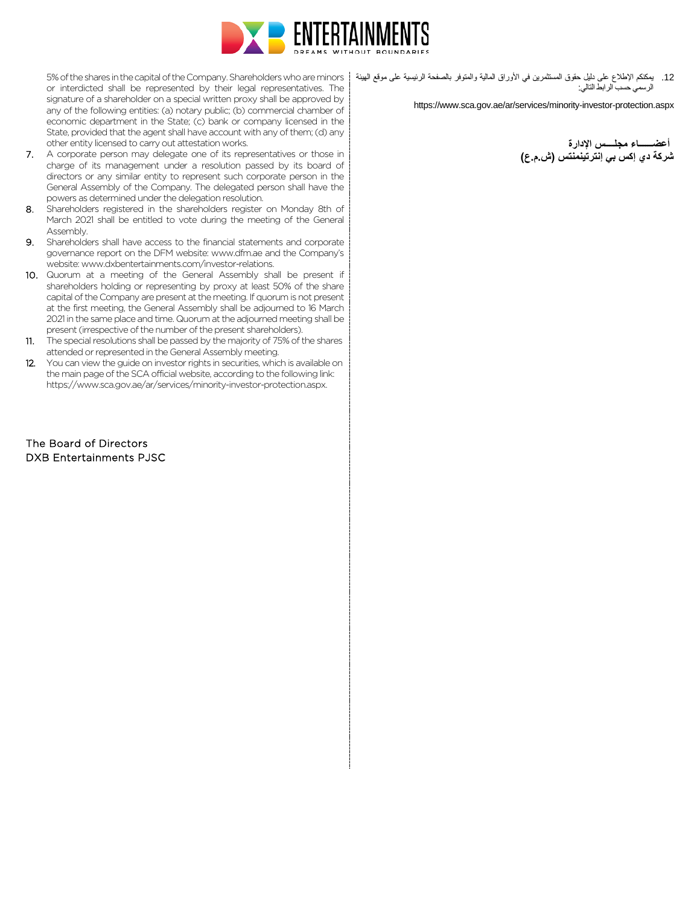5% of the shares in the capital of the Company. Shareholders who are minors or interdicted shall be represented by their legal representatives. The signature of a shareholder on a special written proxy shall be approved by any of the following entities: (a) notary public; (b) commercial chamber of economic department in the State; (c) bank or company licensed in the State, provided that the agent shall have account with any of them; (d) any other entity licensed to carry out attestation works.

7. A corporate person may delegate one of its representatives or those in charge of its management under a resolution passed by its board of directors or any similar entity to represent such corporate person in the General Assembly of the Company. The delegated person shall have the powers as determined under the delegation resolution.
8. Shareholders registered in the shareholders register on Monday 8th of March 2021 shall be entitled to vote during the meeting of the General Assembly.
9. Shareholders shall have access to the financial statements and corporate governance report on the DFM website: www.dfm.ae and the Company's website: www.dxbentertainments.com/investor-relations.
10. Quorum at a meeting of the General Assembly shall be present if shareholders holding or representing by proxy at least 50% of the share capital of the Company are present at the meeting. If quorum is not present at the first meeting, the General Assembly shall be adjourned to 16 March 2021 in the same place and time. Quorum at the adjourned meeting shall be present (irrespective of the number of the present shareholders).
11. The special resolutions shall be passed by the majority of 75% of the shares attended or represented in the General Assembly meeting.
12. You can view the guide on investor rights in securities, which is available on the main page of the SCA official website, according to the following link: https://www.sca.gov.ae/ar/services/minority-investor-protection.aspx.

The Board of Directors
DXB Entertainments PJSC

12. يمكنكم الإطلاع على دليل حقوق المستثمرين في الأوراق المالية والمتوفر بالصفحة الرئيسية على موقع الهيئة الرسمي حسب الرابط التالي:

https://www.sca.gov.ae/ar/services/minority-investor-protection.aspx

**أعضـــــاء مجلـــس الإدارة**
**شركة دي إكس بي إنترتينمنتس (ش.م.ع)**